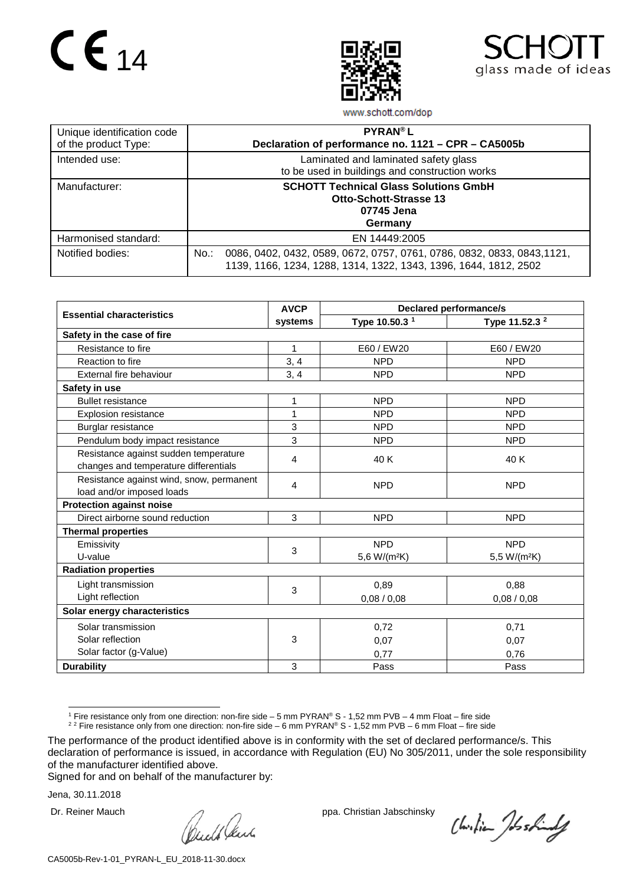CE 14

SCHOTT
glass made of ideas

www.schott.com/dop

| Unique identification code of the product Type: | **PYRAN® L**<br>**Declaration of performance no. 1121 – CPR – CA5005b** |
|---|---|
| Intended use: | Laminated and laminated safety glass to be used in buildings and construction works |
| Manufacturer: | **SCHOTT Technical Glass Solutions GmbH**<br>**Otto-Schott-Strasse 13**<br>**07745 Jena**<br>**Germany** |
| Harmonised standard: | EN 14449:2005 |
| Notified bodies: | No.: 0086, 0402, 0432, 0589, 0672, 0757, 0761, 0786, 0832, 0833, 0843,1121, 1139, 1166, 1234, 1288, 1314, 1322, 1343, 1396, 1644, 1812, 2502 |

| **Essential characteristics** | **AVCP systems** | **Declared performance/s** | |
|---|---|---|---|
| | | **Type 10.50.3 [1]** | **Type 11.52.3 [2]** |
| **Safety in the case of fire** | | | |
| Resistance to fire | 1 | E60 / EW20 | E60 / EW20 |
| Reaction to fire | 3, 4 | NPD | NPD |
| External fire behaviour | 3, 4 | NPD | NPD |
| **Safety in use** | | | |
| Bullet resistance | 1 | NPD | NPD |
| Explosion resistance | 1 | NPD | NPD |
| Burglar resistance | 3 | NPD | NPD |
| Pendulum body impact resistance | 3 | NPD | NPD |
| Resistance against sudden temperature changes and temperature differentials | 4 | 40 K | 40 K |
| Resistance against wind, snow, permanent load and/or imposed loads | 4 | NPD | NPD |
| **Protection against noise** | | | |
| Direct airborne sound reduction | 3 | NPD | NPD |
| **Thermal properties** | | | |
| Emissivity<br>U-value | 3 | NPD<br>5,6 W/(m²K) | NPD<br>5,5 W/(m²K) |
| **Radiation properties** | | | |
| Light transmission<br>Light reflection | 3 | 0,89<br>0,08 / 0,08 | 0,88<br>0,08 / 0,08 |
| **Solar energy characteristics** | | | |
| Solar transmission<br>Solar reflection<br>Solar factor (g-Value) | 3 | 0,72<br>0,07<br>0,77 | 0,71<br>0,07<br>0,76 |
| **Durability** | 3 | Pass | Pass |

[1] Fire resistance only from one direction: non-fire side – 5 mm PYRAN® S - 1,52 mm PVB – 4 mm Float – fire side

[2] Fire resistance only from one direction: non-fire side – 6 mm PYRAN® S - 1,52 mm PVB – 6 mm Float – fire side

The performance of the product identified above is in conformity with the set of declared performance/s. This declaration of performance is issued, in accordance with Regulation (EU) No 305/2011, under the sole responsibility of the manufacturer identified above.

Signed for and on behalf of the manufacturer by:

Jena, 30.11.2018

Dr. Reiner Mauch ppa. Christian Jabschinsky

CA5005b-Rev-1-01_PYRAN-L_EU_2018-11-30.docx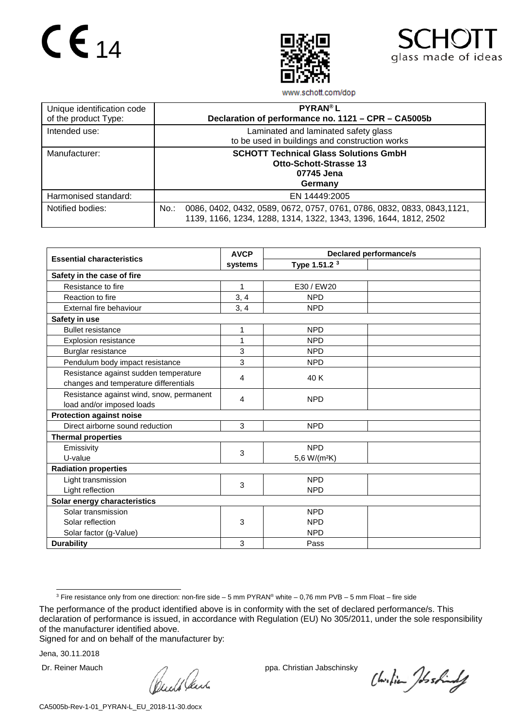CE 14

www.schott.com/dop

SCHOTT glass made of ideas

| Unique identification code of the product Type: | **PYRAN® L** **Declaration of performance no. 1121 – CPR – CA5005b** |
|---|---|
| Intended use: | Laminated and laminated safety glass to be used in buildings and construction works |
| Manufacturer: | **SCHOTT Technical Glass Solutions GmbH** **Otto-Schott-Strasse 13** **07745 Jena** **Germany** |
| Harmonised standard: | EN 14449:2005 |
| Notified bodies: | No.: 0086, 0402, 0432, 0589, 0672, 0757, 0761, 0786, 0832, 0833, 0843,1121, 1139, 1166, 1234, 1288, 1314, 1322, 1343, 1396, 1644, 1812, 2502 |

| **Essential characteristics** | **AVCP systems** | **Declared performance/s** | |
|---|---|---|---|
| | | **Type 1.51.2** [3] | |
| **Safety in the case of fire** | | | |
| Resistance to fire | 1 | E30 / EW20 | |
| Reaction to fire | 3, 4 | NPD | |
| External fire behaviour | 3, 4 | NPD | |
| **Safety in use** | | | |
| Bullet resistance | 1 | NPD | |
| Explosion resistance | 1 | NPD | |
| Burglar resistance | 3 | NPD | |
| Pendulum body impact resistance | 3 | NPD | |
| Resistance against sudden temperature changes and temperature differentials | 4 | 40 K | |
| Resistance against wind, snow, permanent load and/or imposed loads | 4 | NPD | |
| **Protection against noise** | | | |
| Direct airborne sound reduction | 3 | NPD | |
| **Thermal properties** | | | |
| Emissivity<br>U-value | 3 | NPD<br>5,6 W/(m²K) | |
| **Radiation properties** | | | |
| Light transmission<br>Light reflection | 3 | NPD<br>NPD | |
| **Solar energy characteristics** | | | |
| Solar transmission<br>Solar reflection<br>Solar factor (g-Value) | 3 | NPD<br>NPD<br>NPD | |
| **Durability** | 3 | Pass | |

[3] Fire resistance only from one direction: non-fire side – 5 mm PYRAN® white – 0,76 mm PVB – 5 mm Float – fire side

The performance of the product identified above is in conformity with the set of declared performance/s. This declaration of performance is issued, in accordance with Regulation (EU) No 305/2011, under the sole responsibility of the manufacturer identified above.

Signed for and on behalf of the manufacturer by:

Jena, 30.11.2018

Dr. Reiner Mauch ppa. Christian Jabschinsky

CA5005b-Rev-1-01_PYRAN-L_EU_2018-11-30.docx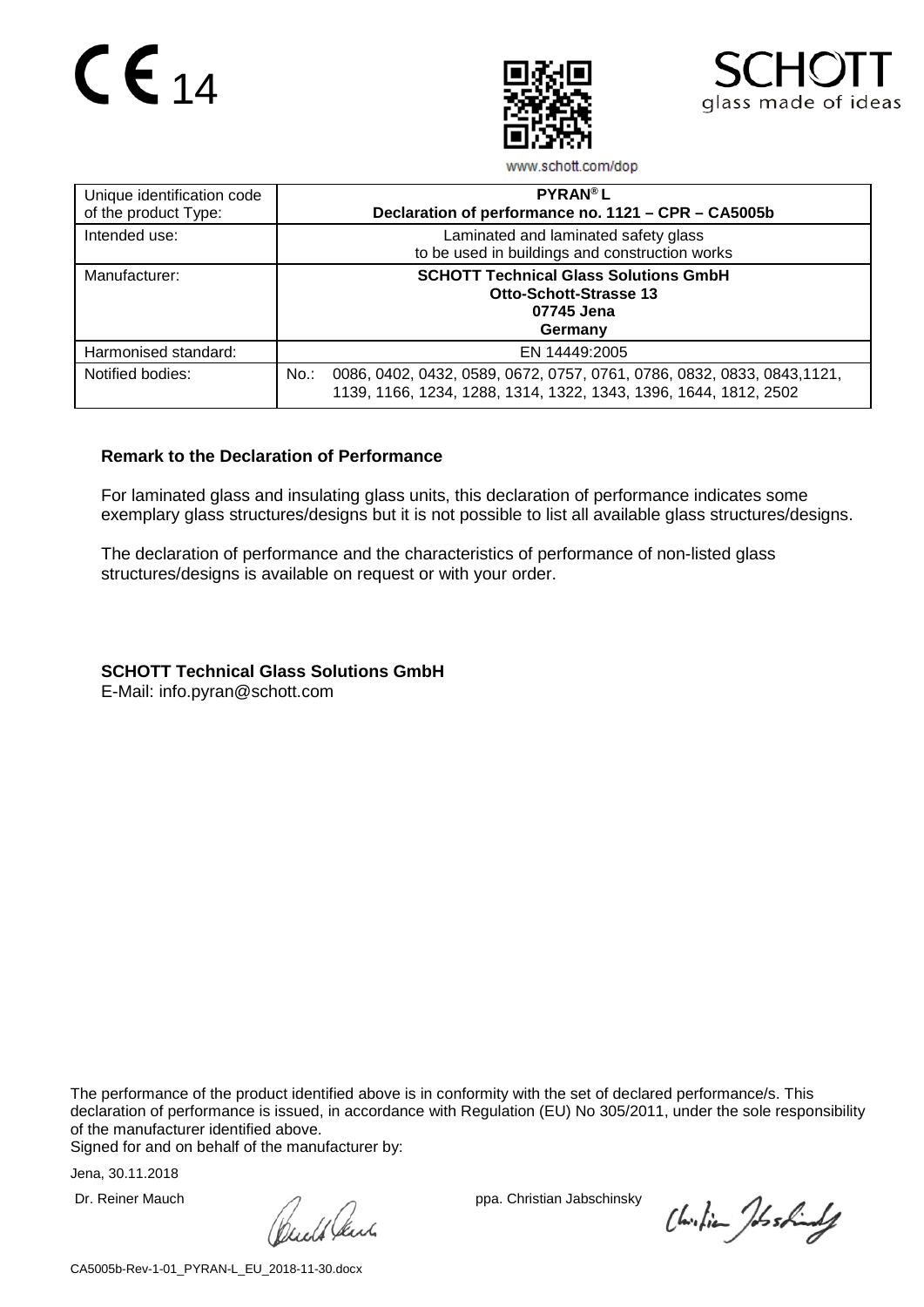CE 14

www.schott.com/dop

SCHOTT
glass made of ideas

| | |
|---|---|
| Unique identification code of the product Type: | **PYRAN® L**<br>**Declaration of performance no. 1121 – CPR – CA5005b** |
| Intended use: | Laminated and laminated safety glass to be used in buildings and construction works |
| Manufacturer: | **SCHOTT Technical Glass Solutions GmbH**<br>**Otto-Schott-Strasse 13**<br>**07745 Jena**<br>**Germany** |
| Harmonised standard: | EN 14449:2005 |
| Notified bodies: | No.: 0086, 0402, 0432, 0589, 0672, 0757, 0761, 0786, 0832, 0833, 0843,1121, 1139, 1166, 1234, 1288, 1314, 1322, 1343, 1396, 1644, 1812, 2502 |

**Remark to the Declaration of Performance**

For laminated glass and insulating glass units, this declaration of performance indicates some exemplary glass structures/designs but it is not possible to list all available glass structures/designs.

The declaration of performance and the characteristics of performance of non-listed glass structures/designs is available on request or with your order.

**SCHOTT Technical Glass Solutions GmbH**
E-Mail: info.pyran@schott.com

The performance of the product identified above is in conformity with the set of declared performance/s. This declaration of performance is issued, in accordance with Regulation (EU) No 305/2011, under the sole responsibility of the manufacturer identified above.
Signed for and on behalf of the manufacturer by:

Jena, 30.11.2018

Dr. Reiner Mauch

ppa. Christian Jabschinsky

CA5005b-Rev-1-01_PYRAN-L_EU_2018-11-30.docx